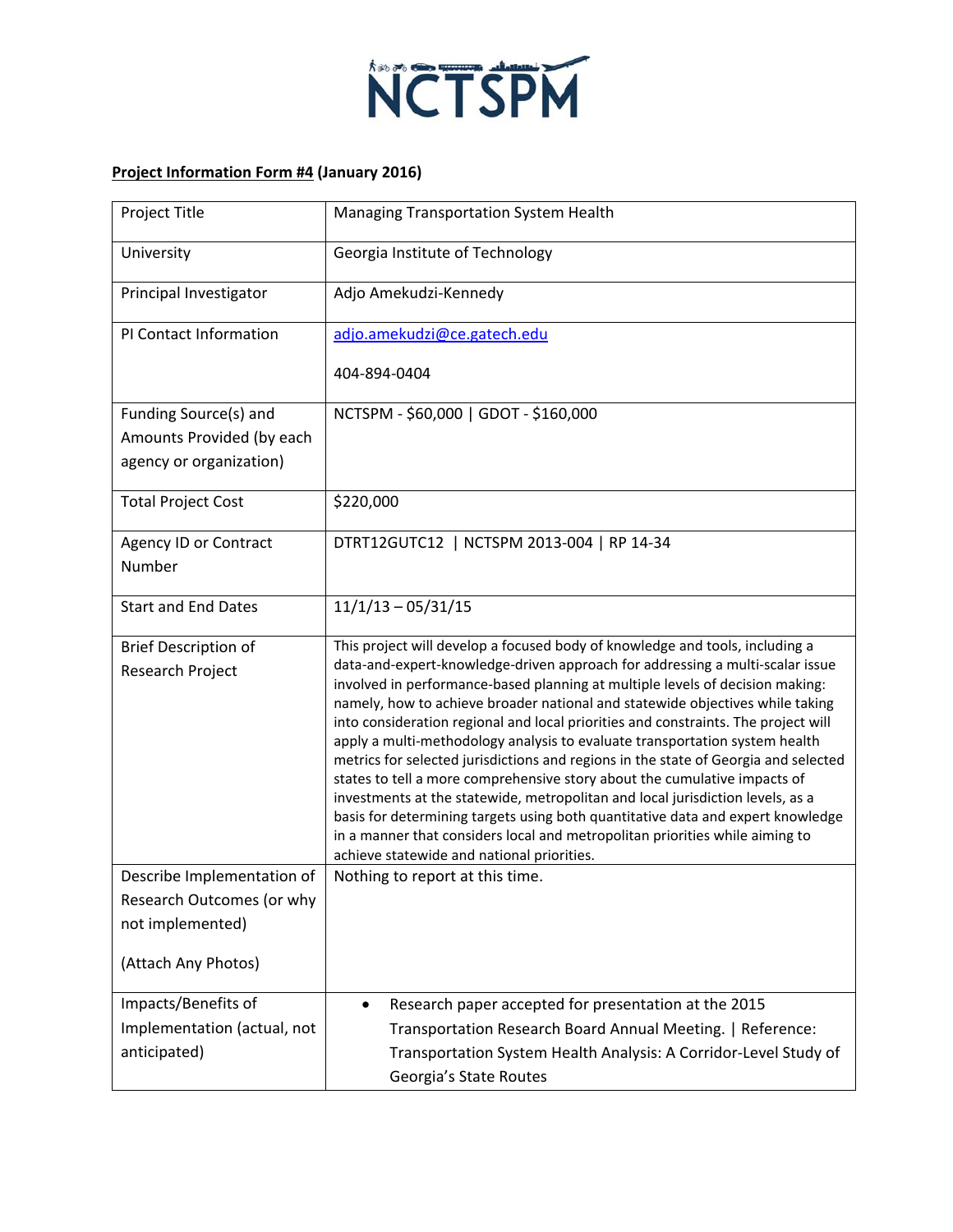NCTSPM

**Project Information Form #4 (January 2016)**

| | |
|---|---|
| Project Title | Managing Transportation System Health |
| University | Georgia Institute of Technology |
| Principal Investigator | Adjo Amekudzi-Kennedy |
| PI Contact Information | adjo.amekudzi@ce.gatech.edu<br><br>404-894-0404 |
| Funding Source(s) and Amounts Provided (by each agency or organization) | NCTSPM - $60,000 \| GDOT - $160,000 |
| Total Project Cost | $220,000 |
| Agency ID or Contract Number | DTRT12GUTC12 \| NCTSPM 2013-004 \| RP 14-34 |
| Start and End Dates | 11/1/13 – 05/31/15 |
| Brief Description of Research Project | This project will develop a focused body of knowledge and tools, including a data-and-expert-knowledge-driven approach for addressing a multi-scalar issue involved in performance-based planning at multiple levels of decision making: namely, how to achieve broader national and statewide objectives while taking into consideration regional and local priorities and constraints. The project will apply a multi-methodology analysis to evaluate transportation system health metrics for selected jurisdictions and regions in the state of Georgia and selected states to tell a more comprehensive story about the cumulative impacts of investments at the statewide, metropolitan and local jurisdiction levels, as a basis for determining targets using both quantitative data and expert knowledge in a manner that considers local and metropolitan priorities while aiming to achieve statewide and national priorities. |
| Describe Implementation of Research Outcomes (or why not implemented)<br><br>(Attach Any Photos) | Nothing to report at this time. |
| Impacts/Benefits of Implementation (actual, not anticipated) | • Research paper accepted for presentation at the 2015 Transportation Research Board Annual Meeting. \| Reference: Transportation System Health Analysis: A Corridor-Level Study of Georgia's State Routes |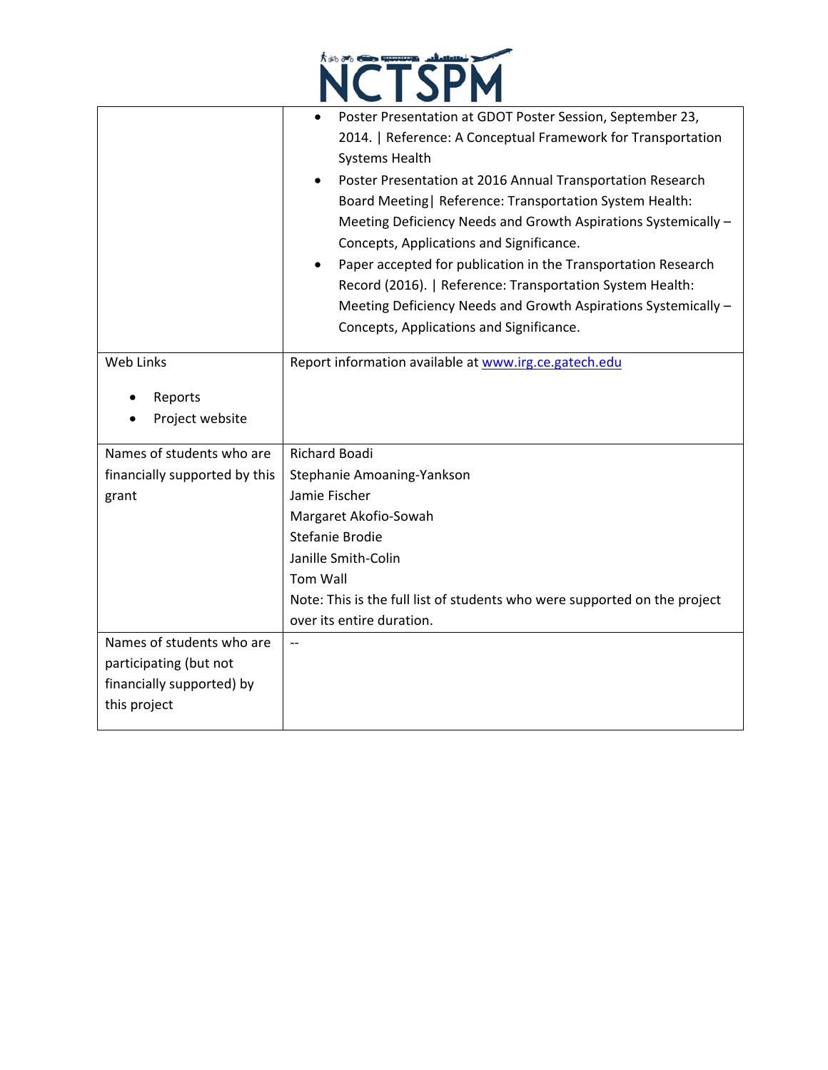| | |
|---|---|
| | • Poster Presentation at GDOT Poster Session, September 23, 2014. \| Reference: A Conceptual Framework for Transportation Systems Health<br>• Poster Presentation at 2016 Annual Transportation Research Board Meeting\| Reference: Transportation System Health: Meeting Deficiency Needs and Growth Aspirations Systemically – Concepts, Applications and Significance.<br>• Paper accepted for publication in the Transportation Research Record (2016). \| Reference: Transportation System Health: Meeting Deficiency Needs and Growth Aspirations Systemically – Concepts, Applications and Significance. |
| Web Links<br>• Reports<br>• Project website | Report information available at www.irg.ce.gatech.edu |
| Names of students who are financially supported by this grant | Richard Boadi<br>Stephanie Amoaning-Yankson<br>Jamie Fischer<br>Margaret Akofio-Sowah<br>Stefanie Brodie<br>Janille Smith-Colin<br>Tom Wall<br>Note: This is the full list of students who were supported on the project over its entire duration. |
| Names of students who are participating (but not financially supported) by this project | -- |